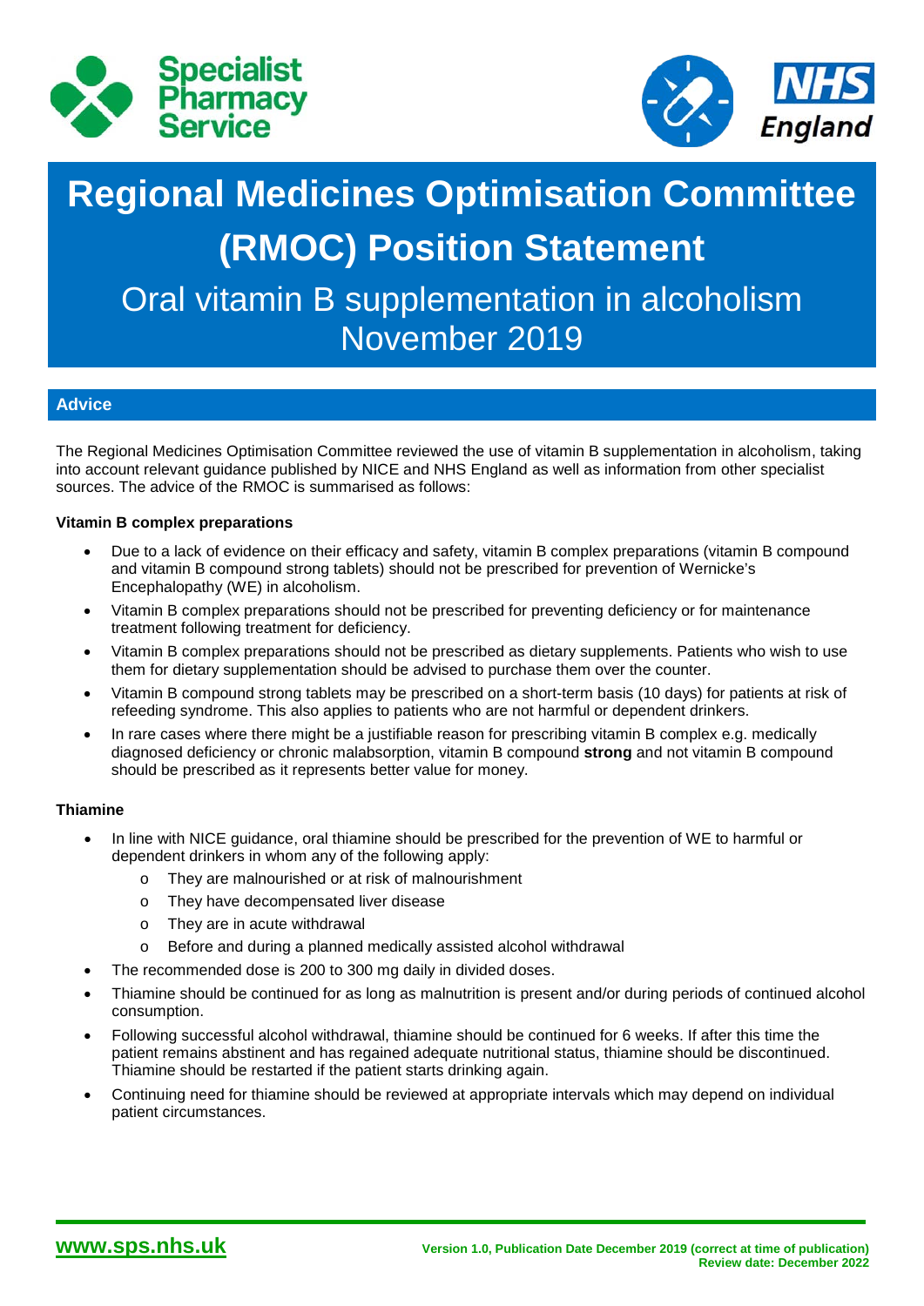# Regional Medicines Optimisation Committee (RMOC) Position Statement

## Oral vitamin B supplementation in alcoholism
## November 2019

## Advice

The Regional Medicines Optimisation Committee reviewed the use of vitamin B supplementation in alcoholism, taking into account relevant guidance published by NICE and NHS England as well as information from other specialist sources. The advice of the RMOC is summarised as follows:

**Vitamin B complex preparations**

- Due to a lack of evidence on their efficacy and safety, vitamin B complex preparations (vitamin B compound and vitamin B compound strong tablets) should not be prescribed for prevention of Wernicke's Encephalopathy (WE) in alcoholism.
- Vitamin B complex preparations should not be prescribed for preventing deficiency or for maintenance treatment following treatment for deficiency.
- Vitamin B complex preparations should not be prescribed as dietary supplements. Patients who wish to use them for dietary supplementation should be advised to purchase them over the counter.
- Vitamin B compound strong tablets may be prescribed on a short-term basis (10 days) for patients at risk of refeeding syndrome. This also applies to patients who are not harmful or dependent drinkers.
- In rare cases where there might be a justifiable reason for prescribing vitamin B complex e.g. medically diagnosed deficiency or chronic malabsorption, vitamin B compound **strong** and not vitamin B compound should be prescribed as it represents better value for money.

**Thiamine**

- In line with NICE guidance, oral thiamine should be prescribed for the prevention of WE to harmful or dependent drinkers in whom any of the following apply:
  - They are malnourished or at risk of malnourishment
  - They have decompensated liver disease
  - They are in acute withdrawal
  - Before and during a planned medically assisted alcohol withdrawal
- The recommended dose is 200 to 300 mg daily in divided doses.
- Thiamine should be continued for as long as malnutrition is present and/or during periods of continued alcohol consumption.
- Following successful alcohol withdrawal, thiamine should be continued for 6 weeks. If after this time the patient remains abstinent and has regained adequate nutritional status, thiamine should be discontinued. Thiamine should be restarted if the patient starts drinking again.
- Continuing need for thiamine should be reviewed at appropriate intervals which may depend on individual patient circumstances.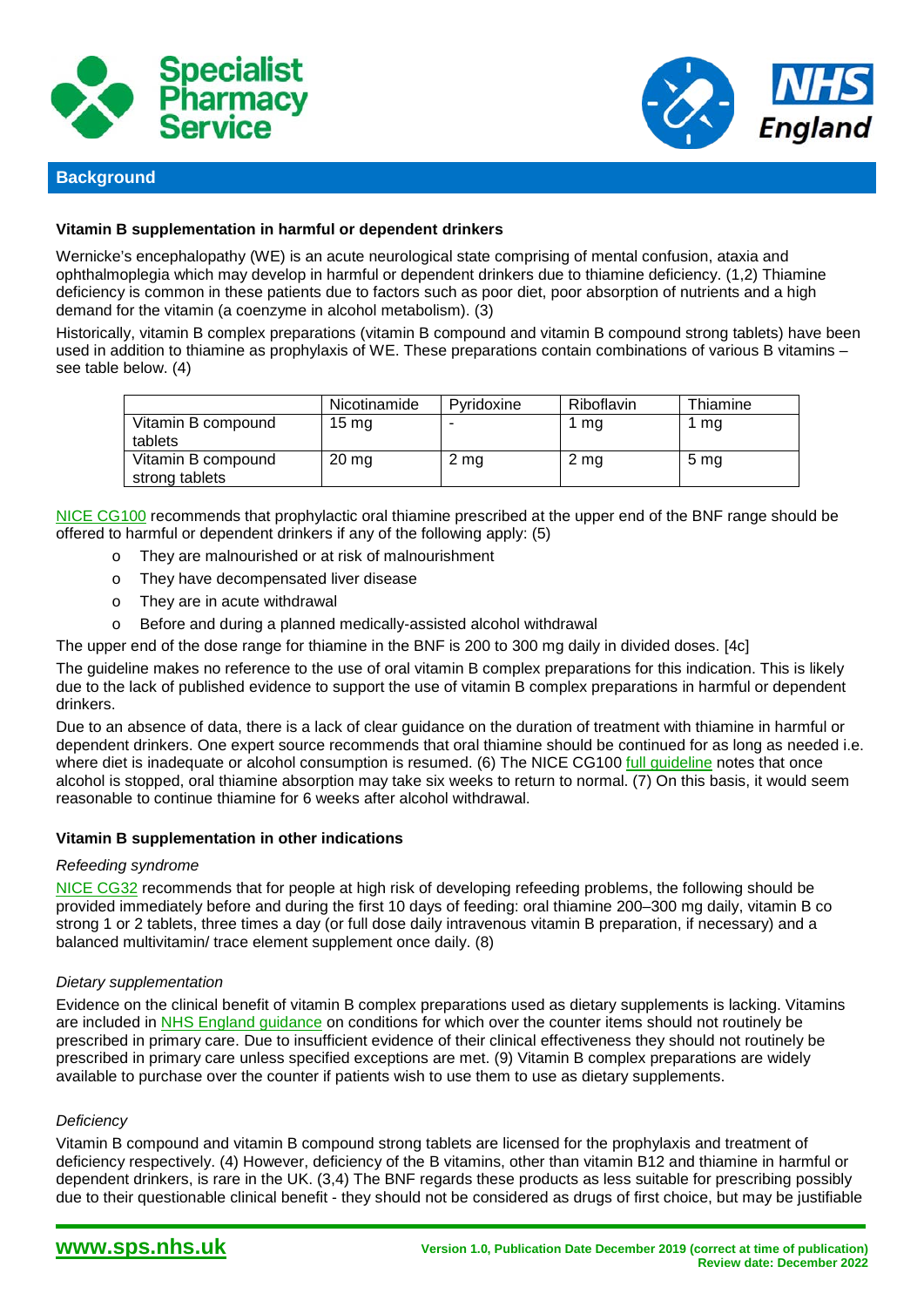## Background

**Vitamin B supplementation in harmful or dependent drinkers**

Wernicke's encephalopathy (WE) is an acute neurological state comprising of mental confusion, ataxia and ophthalmoplegia which may develop in harmful or dependent drinkers due to thiamine deficiency. (1,2) Thiamine deficiency is common in these patients due to factors such as poor diet, poor absorption of nutrients and a high demand for the vitamin (a coenzyme in alcohol metabolism). (3)

Historically, vitamin B complex preparations (vitamin B compound and vitamin B compound strong tablets) have been used in addition to thiamine as prophylaxis of WE. These preparations contain combinations of various B vitamins – see table below. (4)

| | Nicotinamide | Pyridoxine | Riboflavin | Thiamine |
|---|---|---|---|---|
| Vitamin B compound tablets | 15 mg | - | 1 mg | 1 mg |
| Vitamin B compound strong tablets | 20 mg | 2 mg | 2 mg | 5 mg |

NICE CG100 recommends that prophylactic oral thiamine prescribed at the upper end of the BNF range should be offered to harmful or dependent drinkers if any of the following apply: (5)

- They are malnourished or at risk of malnourishment
- They have decompensated liver disease
- They are in acute withdrawal
- Before and during a planned medically-assisted alcohol withdrawal

The upper end of the dose range for thiamine in the BNF is 200 to 300 mg daily in divided doses. [4c]

The guideline makes no reference to the use of oral vitamin B complex preparations for this indication. This is likely due to the lack of published evidence to support the use of vitamin B complex preparations in harmful or dependent drinkers.

Due to an absence of data, there is a lack of clear guidance on the duration of treatment with thiamine in harmful or dependent drinkers. One expert source recommends that oral thiamine should be continued for as long as needed i.e. where diet is inadequate or alcohol consumption is resumed. (6) The NICE CG100 full guideline notes that once alcohol is stopped, oral thiamine absorption may take six weeks to return to normal. (7) On this basis, it would seem reasonable to continue thiamine for 6 weeks after alcohol withdrawal.

**Vitamin B supplementation in other indications**

*Refeeding syndrome*

NICE CG32 recommends that for people at high risk of developing refeeding problems, the following should be provided immediately before and during the first 10 days of feeding: oral thiamine 200–300 mg daily, vitamin B co strong 1 or 2 tablets, three times a day (or full dose daily intravenous vitamin B preparation, if necessary) and a balanced multivitamin/ trace element supplement once daily. (8)

*Dietary supplementation*

Evidence on the clinical benefit of vitamin B complex preparations used as dietary supplements is lacking. Vitamins are included in NHS England guidance on conditions for which over the counter items should not routinely be prescribed in primary care. Due to insufficient evidence of their clinical effectiveness they should not routinely be prescribed in primary care unless specified exceptions are met. (9) Vitamin B complex preparations are widely available to purchase over the counter if patients wish to use them to use as dietary supplements.

*Deficiency*

Vitamin B compound and vitamin B compound strong tablets are licensed for the prophylaxis and treatment of deficiency respectively. (4) However, deficiency of the B vitamins, other than vitamin B12 and thiamine in harmful or dependent drinkers, is rare in the UK. (3,4) The BNF regards these products as less suitable for prescribing possibly due to their questionable clinical benefit - they should not be considered as drugs of first choice, but may be justifiable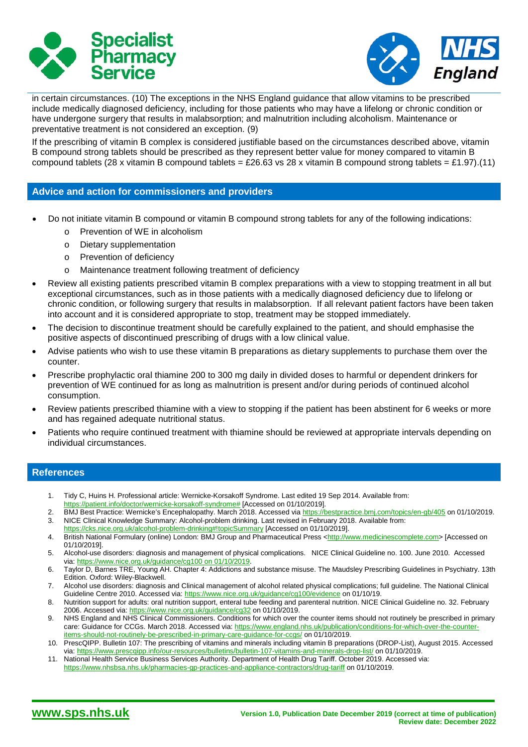in certain circumstances. (10) The exceptions in the NHS England guidance that allow vitamins to be prescribed include medically diagnosed deficiency, including for those patients who may have a lifelong or chronic condition or have undergone surgery that results in malabsorption; and malnutrition including alcoholism. Maintenance or preventative treatment is not considered an exception. (9)

If the prescribing of vitamin B complex is considered justifiable based on the circumstances described above, vitamin B compound strong tablets should be prescribed as they represent better value for money compared to vitamin B compound tablets (28 x vitamin B compound tablets = £26.63 vs 28 x vitamin B compound strong tablets = £1.97).(11)

## Advice and action for commissioners and providers

- Do not initiate vitamin B compound or vitamin B compound strong tablets for any of the following indications:
    - Prevention of WE in alcoholism
    - Dietary supplementation
    - Prevention of deficiency
    - Maintenance treatment following treatment of deficiency
- Review all existing patients prescribed vitamin B complex preparations with a view to stopping treatment in all but exceptional circumstances, such as in those patients with a medically diagnosed deficiency due to lifelong or chronic condition, or following surgery that results in malabsorption. If all relevant patient factors have been taken into account and it is considered appropriate to stop, treatment may be stopped immediately.
- The decision to discontinue treatment should be carefully explained to the patient, and should emphasise the positive aspects of discontinued prescribing of drugs with a low clinical value.
- Advise patients who wish to use these vitamin B preparations as dietary supplements to purchase them over the counter.
- Prescribe prophylactic oral thiamine 200 to 300 mg daily in divided doses to harmful or dependent drinkers for prevention of WE continued for as long as malnutrition is present and/or during periods of continued alcohol consumption.
- Review patients prescribed thiamine with a view to stopping if the patient has been abstinent for 6 weeks or more and has regained adequate nutritional status.
- Patients who require continued treatment with thiamine should be reviewed at appropriate intervals depending on individual circumstances.

## References

1. Tidy C, Huins H. Professional article: Wernicke-Korsakoff Syndrome. Last edited 19 Sep 2014. Available from: https://patient.info/doctor/wernicke-korsakoff-syndrome# [Accessed on 01/10/2019].
2. BMJ Best Practice: Wernicke's Encephalopathy. March 2018. Accessed via https://bestpractice.bmj.com/topics/en-gb/405 on 01/10/2019.
3. NICE Clinical Knowledge Summary: Alcohol-problem drinking. Last revised in February 2018. Available from: https://cks.nice.org.uk/alcohol-problem-drinking#!topicSummary [Accessed on 01/10/2019].
4. British National Formulary (online) London: BMJ Group and Pharmaceutical Press <http://www.medicinescomplete.com> [Accessed on 01/10/2019].
5. Alcohol-use disorders: diagnosis and management of physical complications. NICE Clinical Guideline no. 100. June 2010. Accessed via: https://www.nice.org.uk/guidance/cg100 on 01/10/2019.
6. Taylor D, Barnes TRE, Young AH. Chapter 4: Addictions and substance misuse. The Maudsley Prescribing Guidelines in Psychiatry. 13th Edition. Oxford: Wiley-Blackwell.
7. Alcohol use disorders: diagnosis and Clinical management of alcohol related physical complications; full guideline. The National Clinical Guideline Centre 2010. Accessed via: https://www.nice.org.uk/guidance/cg100/evidence on 01/10/19.
8. Nutrition support for adults: oral nutrition support, enteral tube feeding and parenteral nutrition. NICE Clinical Guideline no. 32. February 2006. Accessed via: https://www.nice.org.uk/guidance/cg32 on 01/10/2019.
9. NHS England and NHS Clinical Commissioners. Conditions for which over the counter items should not routinely be prescribed in primary care: Guidance for CCGs. March 2018. Accessed via: https://www.england.nhs.uk/publication/conditions-for-which-over-the-counter-items-should-not-routinely-be-prescribed-in-primary-care-guidance-for-ccgs/ on 01/10/2019.
10. PrescQIPP. Bulletin 107: The prescribing of vitamins and minerals including vitamin B preparations (DROP-List), August 2015. Accessed via: https://www.prescqipp.info/our-resources/bulletins/bulletin-107-vitamins-and-minerals-drop-list/ on 01/10/2019.
11. National Health Service Business Services Authority. Department of Health Drug Tariff. October 2019. Accessed via: https://www.nhsbsa.nhs.uk/pharmacies-gp-practices-and-appliance-contractors/drug-tariff on 01/10/2019.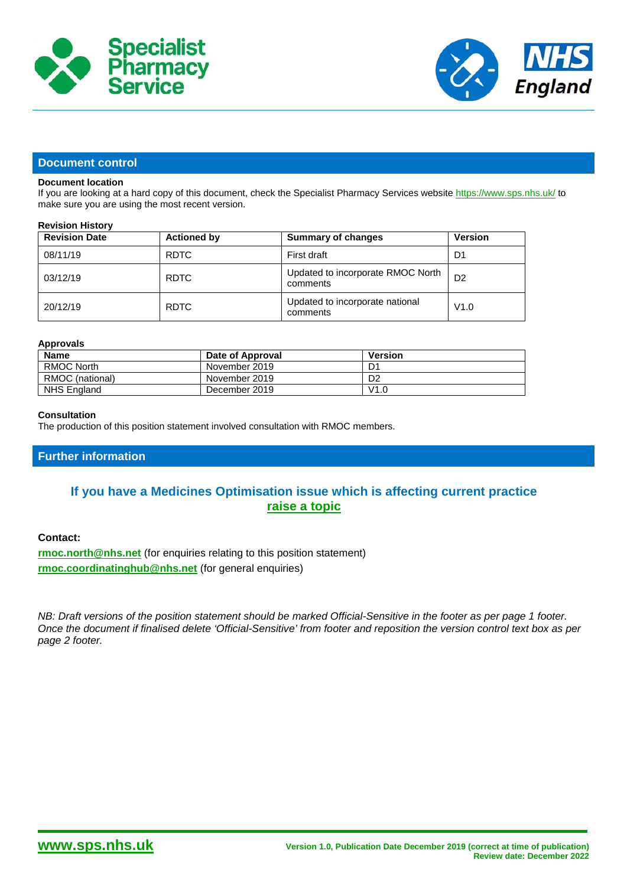## Document control

**Document location**
If you are looking at a hard copy of this document, check the Specialist Pharmacy Services website https://www.sps.nhs.uk/ to make sure you are using the most recent version.

**Revision History**

| Revision Date | Actioned by | Summary of changes | Version |
|---|---|---|---|
| 08/11/19 | RDTC | First draft | D1 |
| 03/12/19 | RDTC | Updated to incorporate RMOC North comments | D2 |
| 20/12/19 | RDTC | Updated to incorporate national comments | V1.0 |

**Approvals**

| Name | Date of Approval | Version |
|---|---|---|
| RMOC North | November 2019 | D1 |
| RMOC (national) | November 2019 | D2 |
| NHS England | December 2019 | V1.0 |

**Consultation**
The production of this position statement involved consultation with RMOC members.

## Further information

### If you have a Medicines Optimisation issue which is affecting current practice raise a topic

**Contact:**

**rmoc.north@nhs.net** (for enquiries relating to this position statement)
**rmoc.coordinatinghub@nhs.net** (for general enquiries)

*NB: Draft versions of the position statement should be marked Official-Sensitive in the footer as per page 1 footer. Once the document if finalised delete 'Official-Sensitive' from footer and reposition the version control text box as per page 2 footer.*

**Version 1.0, Publication Date December 2019 (correct at time of publication)**
**Review date: December 2022**